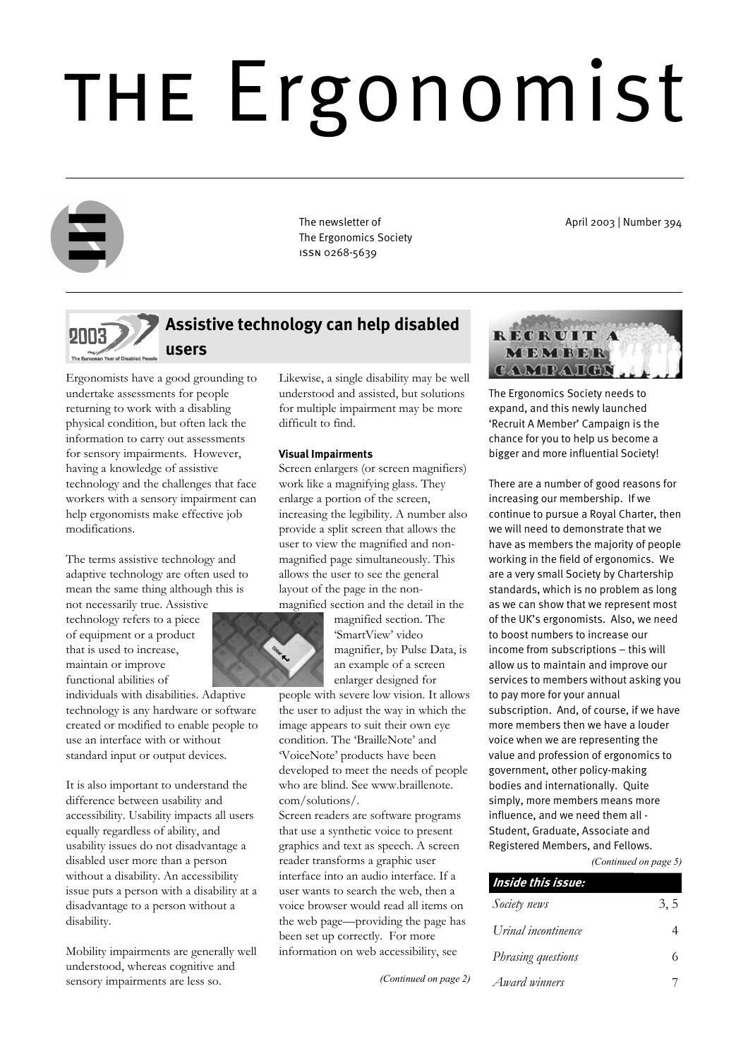# THE Ergonomist

The newsletter of
The Ergonomics Society
ISSN 0268-5639

April 2003 | Number 394

## Assistive technology can help disabled users

Ergonomists have a good grounding to undertake assessments for people returning to work with a disabling physical condition, but often lack the information to carry out assessments for sensory impairments. However, having a knowledge of assistive technology and the challenges that face workers with a sensory impairment can help ergonomists make effective job modifications.

The terms assistive technology and adaptive technology are often used to mean the same thing although this is not necessarily true. Assistive technology refers to a piece of equipment or a product that is used to increase, maintain or improve functional abilities of individuals with disabilities. Adaptive technology is any hardware or software created or modified to enable people to use an interface with or without standard input or output devices.

It is also important to understand the difference between usability and accessibility. Usability impacts all users equally regardless of ability, and usability issues do not disadvantage a disabled user more than a person without a disability. An accessibility issue puts a person with a disability at a disadvantage to a person without a disability.

Mobility impairments are generally well understood, whereas cognitive and sensory impairments are less so. Likewise, a single disability may be well understood and assisted, but solutions for multiple impairment may be more difficult to find.

### Visual Impairments

Screen enlargers (or screen magnifiers) work like a magnifying glass. They enlarge a portion of the screen, increasing the legibility. A number also provide a split screen that allows the user to view the magnified and non-magnified page simultaneously. This allows the user to see the general layout of the page in the non-magnified section and the detail in the magnified section. The 'SmartView' video magnifier, by Pulse Data, is an example of a screen enlarger designed for people with severe low vision. It allows the user to adjust the way in which the image appears to suit their own eye condition. The 'BrailleNote' and 'VoiceNote' products have been developed to meet the needs of people who are blind. See www.braillenote.com/solutions/.

Screen readers are software programs that use a synthetic voice to present graphics and text as speech. A screen reader transforms a graphic user interface into an audio interface. If a user wants to search the web, then a voice browser would read all items on the web page—providing the page has been set up correctly. For more information on web accessibility, see

*(Continued on page 2)*

## RECRUIT A MEMBER CAMPAIGN

The Ergonomics Society needs to expand, and this newly launched 'Recruit A Member' Campaign is the chance for you to help us become a bigger and more influential Society!

There are a number of good reasons for increasing our membership. If we continue to pursue a Royal Charter, then we will need to demonstrate that we have as members the majority of people working in the field of ergonomics. We are a very small Society by Chartership standards, which is no problem as long as we can show that we represent most of the UK's ergonomists. Also, we need to boost numbers to increase our income from subscriptions – this will allow us to maintain and improve our services to members without asking you to pay more for your annual subscription. And, of course, if we have more members then we have a louder voice when we are representing the value and profession of ergonomics to government, other policy-making bodies and internationally. Quite simply, more members means more influence, and we need them all - Student, Graduate, Associate and Registered Members, and Fellows.

*(Continued on page 5)*

| Inside this issue: | |
|---|---|
| *Society news* | 3, 5 |
| *Urinal incontinence* | 4 |
| *Phrasing questions* | 6 |
| *Award winners* | 7 |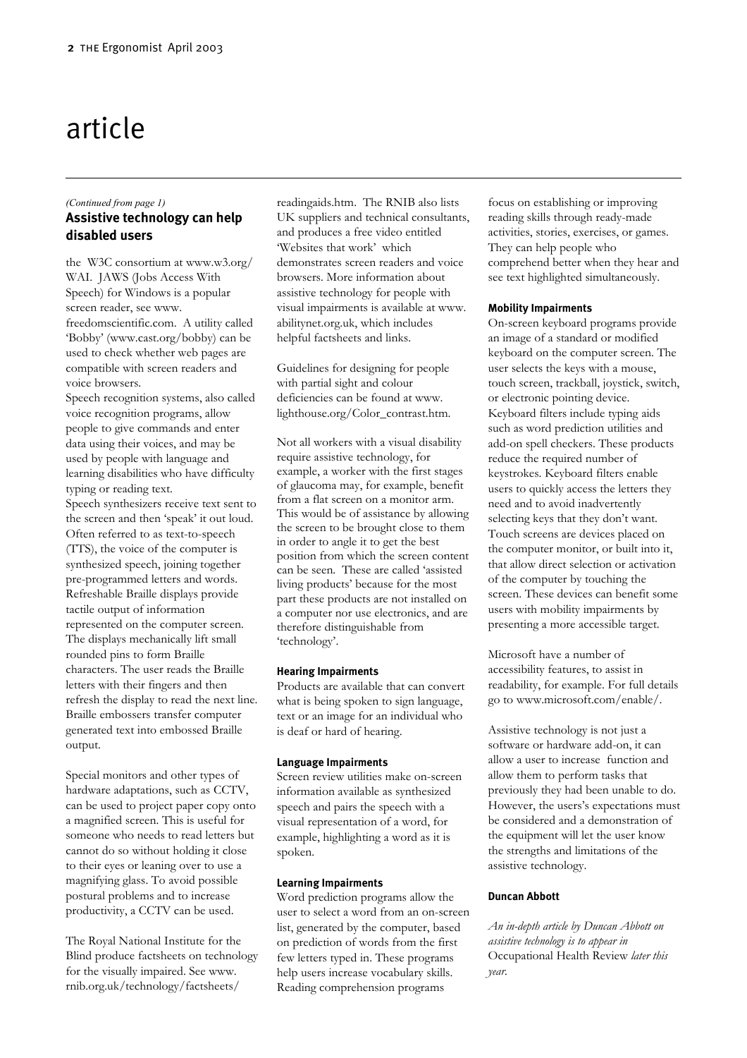# article

*(Continued from page 1)*

## Assistive technology can help disabled users

the W3C consortium at www.w3.org/WAI. JAWS (Jobs Access With Speech) for Windows is a popular screen reader, see www.freedomscientific.com. A utility called 'Bobby' (www.cast.org/bobby) can be used to check whether web pages are compatible with screen readers and voice browsers.

Speech recognition systems, also called voice recognition programs, allow people to give commands and enter data using their voices, and may be used by people with language and learning disabilities who have difficulty typing or reading text.

Speech synthesizers receive text sent to the screen and then 'speak' it out loud. Often referred to as text-to-speech (TTS), the voice of the computer is synthesized speech, joining together pre-programmed letters and words.

Refreshable Braille displays provide tactile output of information represented on the computer screen. The displays mechanically lift small rounded pins to form Braille characters. The user reads the Braille letters with their fingers and then refresh the display to read the next line. Braille embossers transfer computer generated text into embossed Braille output.

Special monitors and other types of hardware adaptations, such as CCTV, can be used to project paper copy onto a magnified screen. This is useful for someone who needs to read letters but cannot do so without holding it close to their eyes or leaning over to use a magnifying glass. To avoid possible postural problems and to increase productivity, a CCTV can be used.

The Royal National Institute for the Blind produce factsheets on technology for the visually impaired. See www.rnib.org.uk/technology/factsheets/readingaids.htm. The RNIB also lists UK suppliers and technical consultants, and produces a free video entitled 'Websites that work' which demonstrates screen readers and voice browsers. More information about assistive technology for people with visual impairments is available at www.abilitynet.org.uk, which includes helpful factsheets and links.

Guidelines for designing for people with partial sight and colour deficiencies can be found at www.lighthouse.org/Color_contrast.htm.

Not all workers with a visual disability require assistive technology, for example, a worker with the first stages of glaucoma may, for example, benefit from a flat screen on a monitor arm. This would be of assistance by allowing the screen to be brought close to them in order to angle it to get the best position from which the screen content can be seen. These are called 'assisted living products' because for the most part these products are not installed on a computer nor use electronics, and are therefore distinguishable from 'technology'.

#### Hearing Impairments

Products are available that can convert what is being spoken to sign language, text or an image for an individual who is deaf or hard of hearing.

#### Language Impairments

Screen review utilities make on-screen information available as synthesized speech and pairs the speech with a visual representation of a word, for example, highlighting a word as it is spoken.

#### Learning Impairments

Word prediction programs allow the user to select a word from an on-screen list, generated by the computer, based on prediction of words from the first few letters typed in. These programs help users increase vocabulary skills. Reading comprehension programs focus on establishing or improving reading skills through ready-made activities, stories, exercises, or games. They can help people who comprehend better when they hear and see text highlighted simultaneously.

#### Mobility Impairments

On-screen keyboard programs provide an image of a standard or modified keyboard on the computer screen. The user selects the keys with a mouse, touch screen, trackball, joystick, switch, or electronic pointing device. Keyboard filters include typing aids such as word prediction utilities and add-on spell checkers. These products reduce the required number of keystrokes. Keyboard filters enable users to quickly access the letters they need and to avoid inadvertently selecting keys that they don't want. Touch screens are devices placed on the computer monitor, or built into it, that allow direct selection or activation of the computer by touching the screen. These devices can benefit some users with mobility impairments by presenting a more accessible target.

Microsoft have a number of accessibility features, to assist in readability, for example. For full details go to www.microsoft.com/enable/.

Assistive technology is not just a software or hardware add-on, it can allow a user to increase function and allow them to perform tasks that previously they had been unable to do. However, the users's expectations must be considered and a demonstration of the equipment will let the user know the strengths and limitations of the assistive technology.

**Duncan Abbott**

*An in-depth article by Duncan Abbott on assistive technology is to appear in* Occupational Health Review *later this year.*